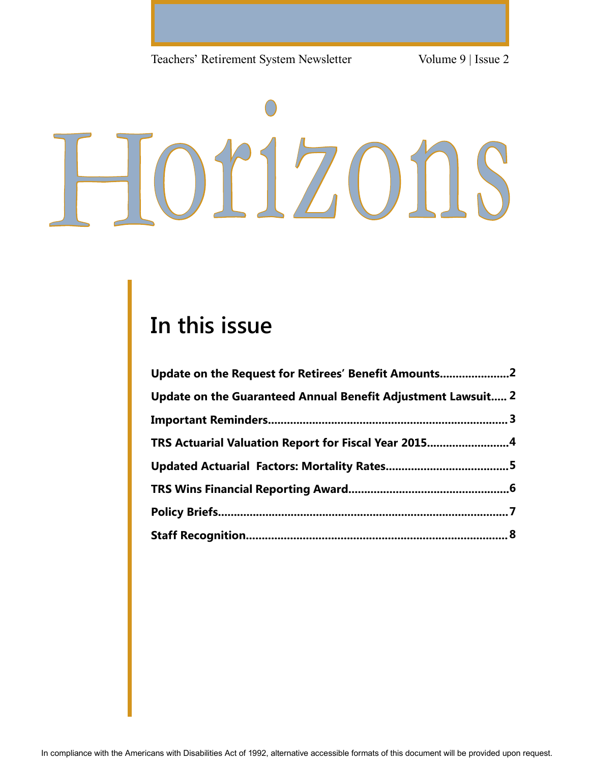Teachers' Retirement System Newsletter Volume 9 | Issue 2

# Horizons

## In this issue

**Update on the Request for Retirees' Benefit Amounts......................2**

**Update on the Guaranteed Annual Benefit Adjustment Lawsuit..... 2**

**Important Reminders.......................................................................... 3**

**TRS Actuarial Valuation Report for Fiscal Year 2015..........................4**

**Updated Actuarial Factors: Mortality Rates.......................................5**

**TRS Wins Financial Reporting Award..................................................6**

**Policy Briefs..........................................................................................7**

**Staff Recognition................................................................................. 8**

In compliance with the Americans with Disabilities Act of 1992, alternative accessible formats of this document will be provided upon request.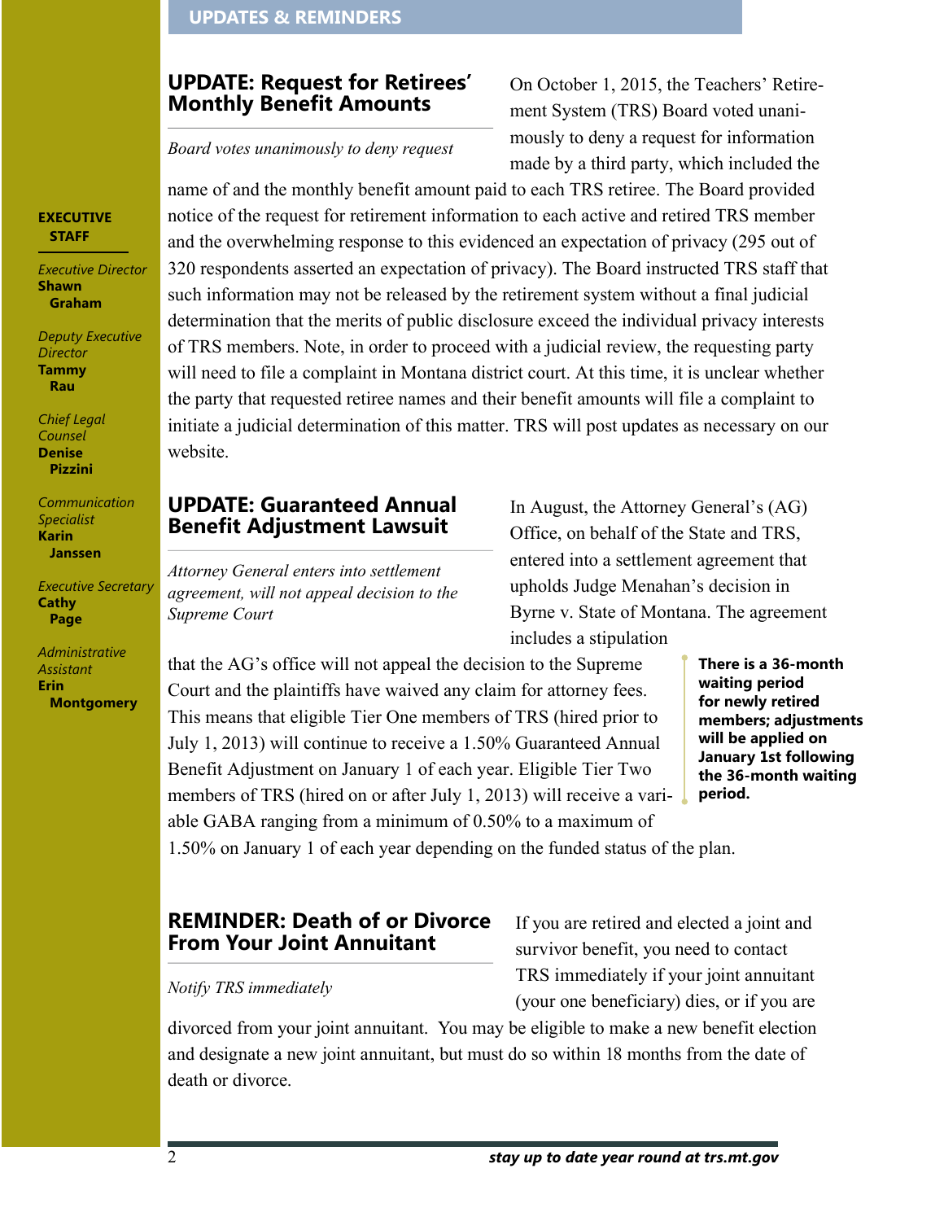## UPDATES & REMINDERS

**EXECUTIVE STAFF**

*Executive Director*
**Shawn Graham**

*Deputy Executive Director*
**Tammy Rau**

*Chief Legal Counsel*
**Denise Pizzini**

*Communication Specialist*
**Karin Janssen**

*Executive Secretary*
**Cathy Page**

*Administrative Assistant*
**Erin Montgomery**

### UPDATE: Request for Retirees' Monthly Benefit Amounts

*Board votes unanimously to deny request*

On October 1, 2015, the Teachers' Retirement System (TRS) Board voted unanimously to deny a request for information made by a third party, which included the name of and the monthly benefit amount paid to each TRS retiree. The Board provided notice of the request for retirement information to each active and retired TRS member and the overwhelming response to this evidenced an expectation of privacy (295 out of 320 respondents asserted an expectation of privacy). The Board instructed TRS staff that such information may not be released by the retirement system without a final judicial determination that the merits of public disclosure exceed the individual privacy interests of TRS members. Note, in order to proceed with a judicial review, the requesting party will need to file a complaint in Montana district court. At this time, it is unclear whether the party that requested retiree names and their benefit amounts will file a complaint to initiate a judicial determination of this matter. TRS will post updates as necessary on our website.

### UPDATE: Guaranteed Annual Benefit Adjustment Lawsuit

*Attorney General enters into settlement agreement, will not appeal decision to the Supreme Court*

In August, the Attorney General's (AG) Office, on behalf of the State and TRS, entered into a settlement agreement that upholds Judge Menahan's decision in Byrne v. State of Montana. The agreement includes a stipulation that the AG's office will not appeal the decision to the Supreme Court and the plaintiffs have waived any claim for attorney fees. This means that eligible Tier One members of TRS (hired prior to July 1, 2013) will continue to receive a 1.50% Guaranteed Annual Benefit Adjustment on January 1 of each year. Eligible Tier Two members of TRS (hired on or after July 1, 2013) will receive a variable GABA ranging from a minimum of 0.50% to a maximum of 1.50% on January 1 of each year depending on the funded status of the plan.

**There is a 36-month waiting period for newly retired members; adjustments will be applied on January 1st following the 36-month waiting period.**

### REMINDER: Death of or Divorce From Your Joint Annuitant

*Notify TRS immediately*

If you are retired and elected a joint and survivor benefit, you need to contact TRS immediately if your joint annuitant (your one beneficiary) dies, or if you are divorced from your joint annuitant. You may be eligible to make a new benefit election and designate a new joint annuitant, but must do so within 18 months from the date of death or divorce.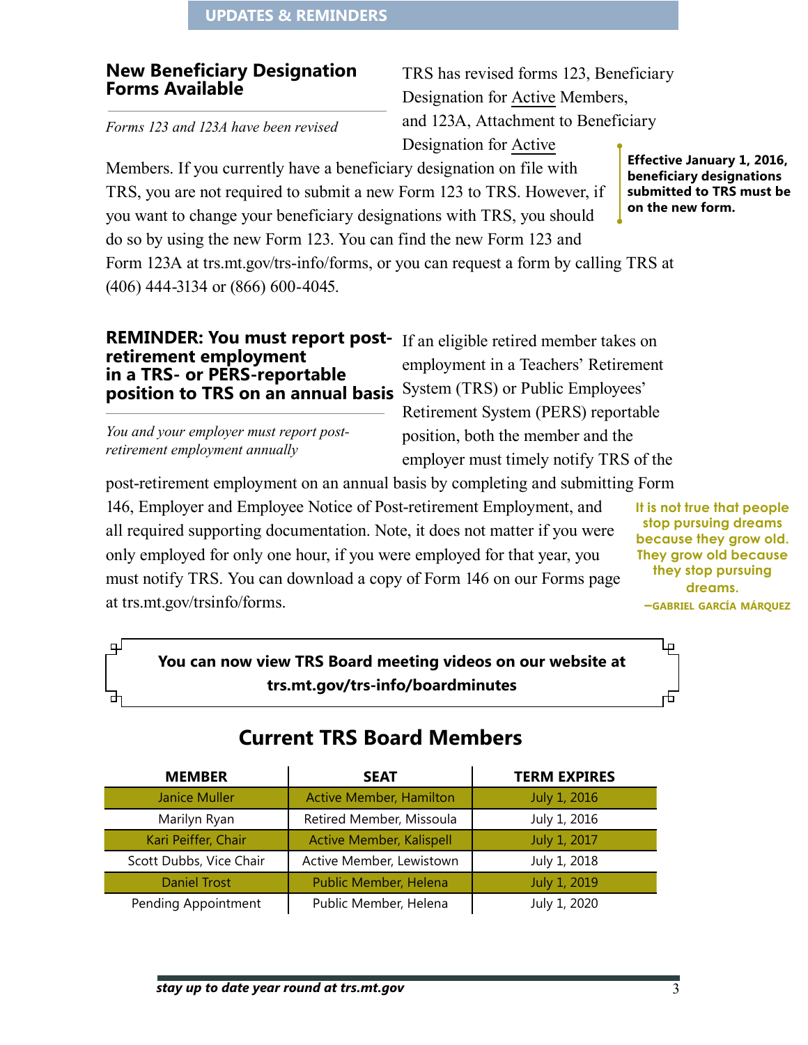## UPDATES & REMINDERS

### New Beneficiary Designation Forms Available

*Forms 123 and 123A have been revised*

TRS has revised forms 123, Beneficiary Designation for Active Members, and 123A, Attachment to Beneficiary Designation for Active Members. If you currently have a beneficiary designation on file with TRS, you are not required to submit a new Form 123 to TRS. However, if you want to change your beneficiary designations with TRS, you should do so by using the new Form 123. You can find the new Form 123 and Form 123A at trs.mt.gov/trs-info/forms, or you can request a form by calling TRS at (406) 444-3134 or (866) 600-4045.

**Effective January 1, 2016, beneficiary designations submitted to TRS must be on the new form.**

### REMINDER: You must report post-retirement employment in a TRS- or PERS-reportable position to TRS on an annual basis

*You and your employer must report post-retirement employment annually*

If an eligible retired member takes on employment in a Teachers' Retirement System (TRS) or Public Employees' Retirement System (PERS) reportable position, both the member and the employer must timely notify TRS of the post-retirement employment on an annual basis by completing and submitting Form 146, Employer and Employee Notice of Post-retirement Employment, and all required supporting documentation. Note, it does not matter if you were only employed for only one hour, if you were employed for that year, you must notify TRS. You can download a copy of Form 146 on our Forms page at trs.mt.gov/trsinfo/forms.

**It is not true that people stop pursuing dreams because they grow old. They grow old because they stop pursuing dreams.**
**—GABRIEL GARCÍA MÁRQUEZ**

**You can now view TRS Board meeting videos on our website at trs.mt.gov/trs-info/boardminutes**

## Current TRS Board Members

| MEMBER | SEAT | TERM EXPIRES |
|---|---|---|
| Janice Muller | Active Member, Hamilton | July 1, 2016 |
| Marilyn Ryan | Retired Member, Missoula | July 1, 2016 |
| Kari Peiffer, Chair | Active Member, Kalispell | July 1, 2017 |
| Scott Dubbs, Vice Chair | Active Member, Lewistown | July 1, 2018 |
| Daniel Trost | Public Member, Helena | July 1, 2019 |
| Pending Appointment | Public Member, Helena | July 1, 2020 |

*stay up to date year round at trs.mt.gov*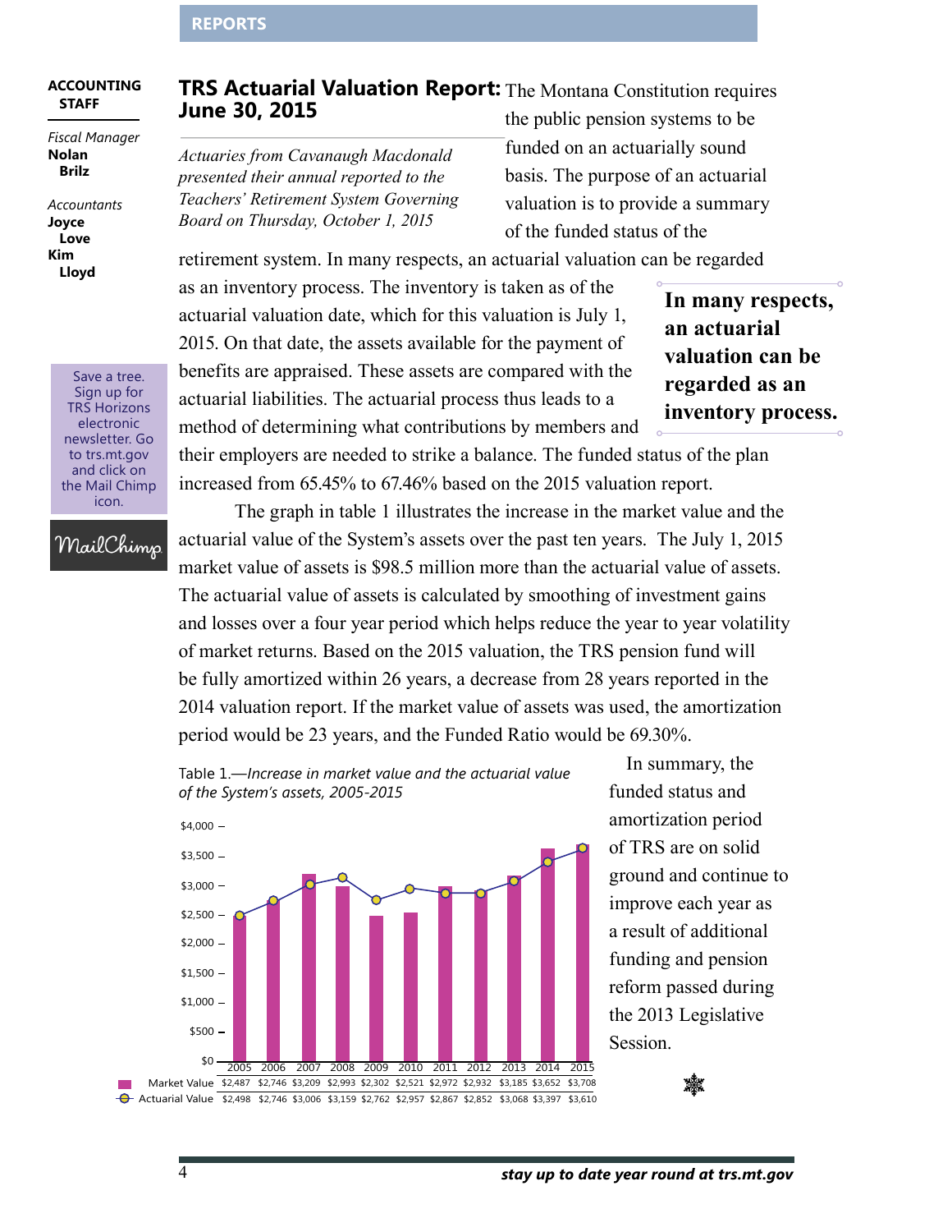REPORTS

**ACCOUNTING STAFF**

*Fiscal Manager*
**Nolan Brilz**

*Accountants*
**Joyce Love**
**Kim Lloyd**

Save a tree. Sign up for TRS Horizons electronic newsletter. Go to trs.mt.gov and click on the Mail Chimp icon.

MailChimp

## TRS Actuarial Valuation Report: June 30, 2015

*Actuaries from Cavanaugh Macdonald presented their annual reported to the Teachers' Retirement System Governing Board on Thursday, October 1, 2015*

The Montana Constitution requires the public pension systems to be funded on an actuarially sound basis. The purpose of an actuarial valuation is to provide a summary of the funded status of the retirement system. In many respects, an actuarial valuation can be regarded as an inventory process. The inventory is taken as of the actuarial valuation date, which for this valuation is July 1, 2015. On that date, the assets available for the payment of benefits are appraised. These assets are compared with the actuarial liabilities. The actuarial process thus leads to a method of determining what contributions by members and their employers are needed to strike a balance. The funded status of the plan increased from 65.45% to 67.46% based on the 2015 valuation report.

**In many respects, an actuarial valuation can be regarded as an inventory process.**

The graph in table 1 illustrates the increase in the market value and the actuarial value of the System's assets over the past ten years. The July 1, 2015 market value of assets is $98.5 million more than the actuarial value of assets. The actuarial value of assets is calculated by smoothing of investment gains and losses over a four year period which helps reduce the year to year volatility of market returns. Based on the 2015 valuation, the TRS pension fund will be fully amortized within 26 years, a decrease from 28 years reported in the 2014 valuation report. If the market value of assets was used, the amortization period would be 23 years, and the Funded Ratio would be 69.30%.

Table 1.—*Increase in market value and the actuarial value of the System's assets, 2005-2015*

$4,000
$3,500
$3,000
$2,500
$2,000
$1,500
$1,000
$500
$0

2005 2006 2007 2008 2009 2010 2011 2012 2013 2014 2015

Market Value $2,487 $2,746 $3,209 $2,993 $2,302 $2,521 $2,972 $2,932 $3,185 $3,652 $3,708

Actuarial Value $2,498 $2,746 $3,006 $3,159 $2,762 $2,957 $2,867 $2,852 $3,068 $3,397 $3,610

In summary, the funded status and amortization period of TRS are on solid ground and continue to improve each year as a result of additional funding and pension reform passed during the 2013 Legislative Session.

stay up to date year round at trs.mt.gov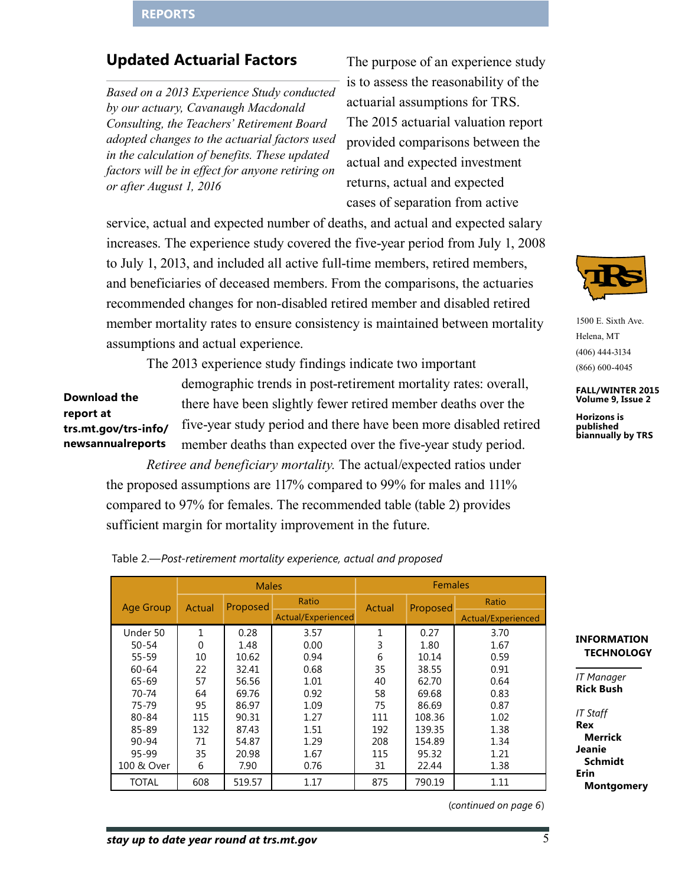## Updated Actuarial Factors

*Based on a 2013 Experience Study conducted by our actuary, Cavanaugh Macdonald Consulting, the Teachers' Retirement Board adopted changes to the actuarial factors used in the calculation of benefits. These updated factors will be in effect for anyone retiring on or after August 1, 2016*

The purpose of an experience study is to assess the reasonability of the actuarial assumptions for TRS. The 2015 actuarial valuation report provided comparisons between the actual and expected investment returns, actual and expected cases of separation from active service, actual and expected number of deaths, and actual and expected salary increases. The experience study covered the five-year period from July 1, 2008 to July 1, 2013, and included all active full-time members, retired members, and beneficiaries of deceased members. From the comparisons, the actuaries recommended changes for non-disabled retired member and disabled retired member mortality rates to ensure consistency is maintained between mortality assumptions and actual experience.

**Download the report at trs.mt.gov/trs-info/newsannualreports**

The 2013 experience study findings indicate two important demographic trends in post-retirement mortality rates: overall, there have been slightly fewer retired member deaths over the five-year study period and there have been more disabled retired member deaths than expected over the five-year study period.

*Retiree and beneficiary mortality.* The actual/expected ratios under the proposed assumptions are 117% compared to 99% for males and 111% compared to 97% for females. The recommended table (table 2) provides sufficient margin for mortality improvement in the future.

Table 2.—*Post-retirement mortality experience, actual and proposed*

| Age Group | Males | | | Females | | |
|---|---|---|---|---|---|---|
| | Actual | Proposed | Ratio Actual/Experienced | Actual | Proposed | Ratio Actual/Experienced |
| Under 50 | 1 | 0.28 | 3.57 | 1 | 0.27 | 3.70 |
| 50-54 | 0 | 1.48 | 0.00 | 3 | 1.80 | 1.67 |
| 55-59 | 10 | 10.62 | 0.94 | 6 | 10.14 | 0.59 |
| 60-64 | 22 | 32.41 | 0.68 | 35 | 38.55 | 0.91 |
| 65-69 | 57 | 56.56 | 1.01 | 40 | 62.70 | 0.64 |
| 70-74 | 64 | 69.76 | 0.92 | 58 | 69.68 | 0.83 |
| 75-79 | 95 | 86.97 | 1.09 | 75 | 86.69 | 0.87 |
| 80-84 | 115 | 90.31 | 1.27 | 111 | 108.36 | 1.02 |
| 85-89 | 132 | 87.43 | 1.51 | 192 | 139.35 | 1.38 |
| 90-94 | 71 | 54.87 | 1.29 | 208 | 154.89 | 1.34 |
| 95-99 | 35 | 20.98 | 1.67 | 115 | 95.32 | 1.21 |
| 100 & Over | 6 | 7.90 | 0.76 | 31 | 22.44 | 1.38 |
| TOTAL | 608 | 519.57 | 1.17 | 875 | 790.19 | 1.11 |

(*continued on page 6*)

1500 E. Sixth Ave.
Helena, MT
(406) 444-3134
(866) 600-4045

**FALL/WINTER 2015**
**Volume 9, Issue 2**

**Horizons is published biannually by TRS**

**INFORMATION TECHNOLOGY**

*IT Manager*
**Rick Bush**

*IT Staff*
**Rex Merrick**
**Jeanie Schmidt**
**Erin Montgomery**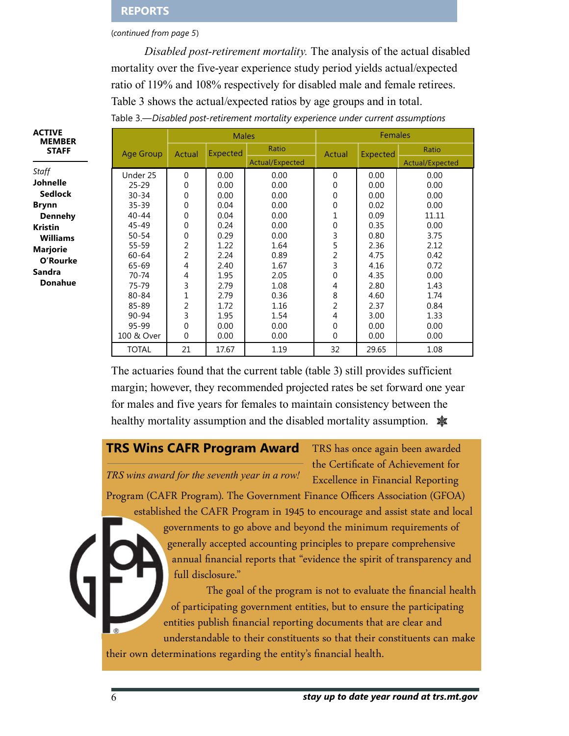(continued from page 5)

*Disabled post-retirement mortality.* The analysis of the actual disabled mortality over the five-year experience study period yields actual/expected ratio of 119% and 108% respectively for disabled male and female retirees. Table 3 shows the actual/expected ratios by age groups and in total.

Table 3.—*Disabled post-retirement mortality experience under current assumptions*

| Age Group | Males | | | Females | | |
|---|---|---|---|---|---|---|
| | Actual | Expected | Ratio Actual/Expected | Actual | Expected | Ratio Actual/Expected |
| Under 25 | 0 | 0.00 | 0.00 | 0 | 0.00 | 0.00 |
| 25-29 | 0 | 0.00 | 0.00 | 0 | 0.00 | 0.00 |
| 30-34 | 0 | 0.00 | 0.00 | 0 | 0.00 | 0.00 |
| 35-39 | 0 | 0.04 | 0.00 | 0 | 0.02 | 0.00 |
| 40-44 | 0 | 0.04 | 0.00 | 1 | 0.09 | 11.11 |
| 45-49 | 0 | 0.24 | 0.00 | 0 | 0.35 | 0.00 |
| 50-54 | 0 | 0.29 | 0.00 | 3 | 0.80 | 3.75 |
| 55-59 | 2 | 1.22 | 1.64 | 5 | 2.36 | 2.12 |
| 60-64 | 2 | 2.24 | 0.89 | 2 | 4.75 | 0.42 |
| 65-69 | 4 | 2.40 | 1.67 | 3 | 4.16 | 0.72 |
| 70-74 | 4 | 1.95 | 2.05 | 0 | 4.35 | 0.00 |
| 75-79 | 3 | 2.79 | 1.08 | 4 | 2.80 | 1.43 |
| 80-84 | 1 | 2.79 | 0.36 | 8 | 4.60 | 1.74 |
| 85-89 | 2 | 1.72 | 1.16 | 2 | 2.37 | 0.84 |
| 90-94 | 3 | 1.95 | 1.54 | 4 | 3.00 | 1.33 |
| 95-99 | 0 | 0.00 | 0.00 | 0 | 0.00 | 0.00 |
| 100 & Over | 0 | 0.00 | 0.00 | 0 | 0.00 | 0.00 |
| TOTAL | 21 | 17.67 | 1.19 | 32 | 29.65 | 1.08 |

The actuaries found that the current table (table 3) still provides sufficient margin; however, they recommended projected rates be set forward one year for males and five years for females to maintain consistency between the healthy mortality assumption and the disabled mortality assumption.

**ACTIVE MEMBER STAFF**

*Staff*
**Johnelle Sedlock**
**Brynn Dennehy**
**Kristin Williams**
**Marjorie O'Rourke**
**Sandra Donahue**

## TRS Wins CAFR Program Award

*TRS wins award for the seventh year in a row!*

TRS has once again been awarded the Certificate of Achievement for Excellence in Financial Reporting Program (CAFR Program). The Government Finance Officers Association (GFOA) established the CAFR Program in 1945 to encourage and assist state and local governments to go above and beyond the minimum requirements of generally accepted accounting principles to prepare comprehensive annual financial reports that "evidence the spirit of transparency and full disclosure."

The goal of the program is not to evaluate the financial health of participating government entities, but to ensure the participating entities publish financial reporting documents that are clear and understandable to their constituents so that their constituents can make their own determinations regarding the entity's financial health.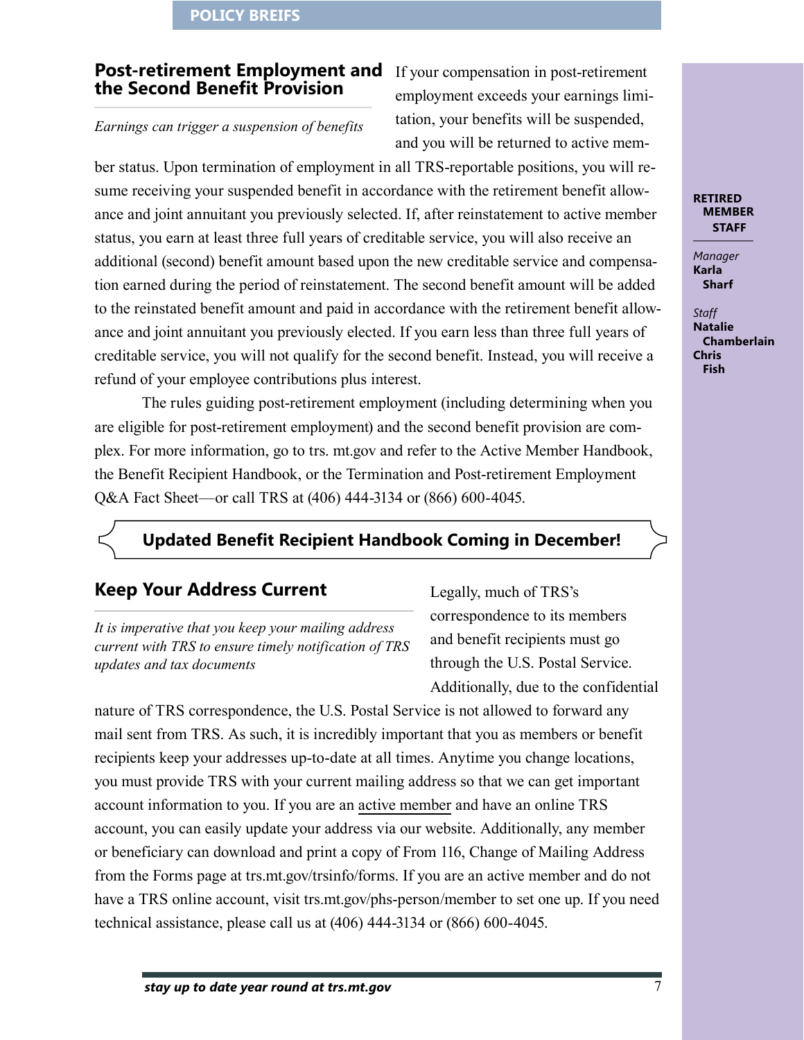## Post-retirement Employment and the Second Benefit Provision

*Earnings can trigger a suspension of benefits*

If your compensation in post-retirement employment exceeds your earnings limitation, your benefits will be suspended, and you will be returned to active member status. Upon termination of employment in all TRS-reportable positions, you will resume receiving your suspended benefit in accordance with the retirement benefit allowance and joint annuitant you previously selected. If, after reinstatement to active member status, you earn at least three full years of creditable service, you will also receive an additional (second) benefit amount based upon the new creditable service and compensation earned during the period of reinstatement. The second benefit amount will be added to the reinstated benefit amount and paid in accordance with the retirement benefit allowance and joint annuitant you previously elected. If you earn less than three full years of creditable service, you will not qualify for the second benefit. Instead, you will receive a refund of your employee contributions plus interest.

The rules guiding post-retirement employment (including determining when you are eligible for post-retirement employment) and the second benefit provision are complex. For more information, go to trs. mt.gov and refer to the Active Member Handbook, the Benefit Recipient Handbook, or the Termination and Post-retirement Employment Q&A Fact Sheet—or call TRS at (406) 444-3134 or (866) 600-4045.

**Updated Benefit Recipient Handbook Coming in December!**

## Keep Your Address Current

*It is imperative that you keep your mailing address current with TRS to ensure timely notification of TRS updates and tax documents*

Legally, much of TRS's correspondence to its members and benefit recipients must go through the U.S. Postal Service. Additionally, due to the confidential nature of TRS correspondence, the U.S. Postal Service is not allowed to forward any mail sent from TRS. As such, it is incredibly important that you as members or benefit recipients keep your addresses up-to-date at all times. Anytime you change locations, you must provide TRS with your current mailing address so that we can get important account information to you. If you are an active member and have an online TRS account, you can easily update your address via our website. Additionally, any member or beneficiary can download and print a copy of From 116, Change of Mailing Address from the Forms page at trs.mt.gov/trsinfo/forms. If you are an active member and do not have a TRS online account, visit trs.mt.gov/phs-person/member to set one up. If you need technical assistance, please call us at (406) 444-3134 or (866) 600-4045.

**RETIRED MEMBER STAFF**

*Manager*
**Karla Sharf**

*Staff*
**Natalie Chamberlain**
**Chris Fish**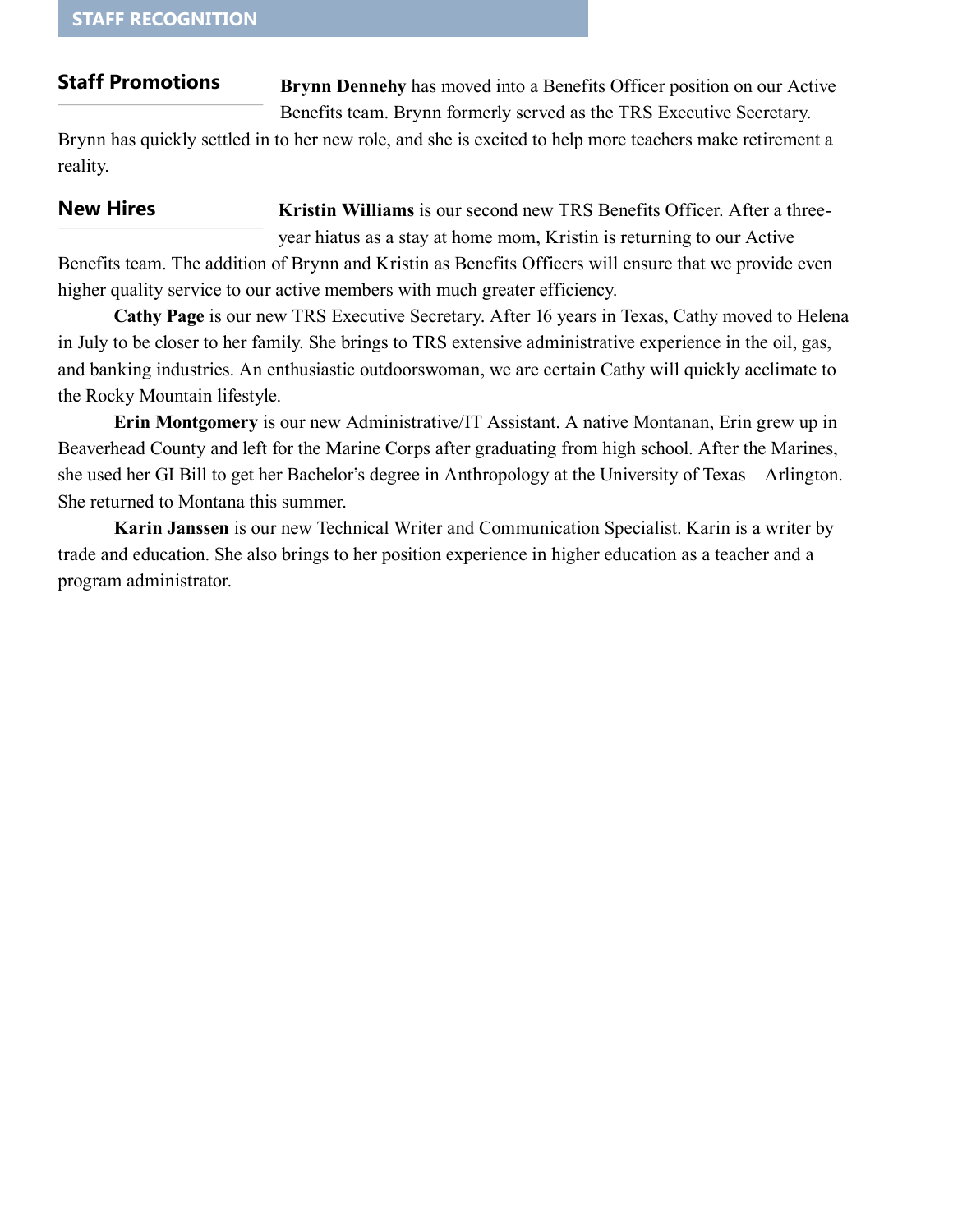## STAFF RECOGNITION

### Staff Promotions

**Brynn Dennehy** has moved into a Benefits Officer position on our Active Benefits team. Brynn formerly served as the TRS Executive Secretary. Brynn has quickly settled in to her new role, and she is excited to help more teachers make retirement a reality.

### New Hires

**Kristin Williams** is our second new TRS Benefits Officer. After a three-year hiatus as a stay at home mom, Kristin is returning to our Active Benefits team. The addition of Brynn and Kristin as Benefits Officers will ensure that we provide even higher quality service to our active members with much greater efficiency.

**Cathy Page** is our new TRS Executive Secretary. After 16 years in Texas, Cathy moved to Helena in July to be closer to her family. She brings to TRS extensive administrative experience in the oil, gas, and banking industries. An enthusiastic outdoorswoman, we are certain Cathy will quickly acclimate to the Rocky Mountain lifestyle.

**Erin Montgomery** is our new Administrative/IT Assistant. A native Montanan, Erin grew up in Beaverhead County and left for the Marine Corps after graduating from high school. After the Marines, she used her GI Bill to get her Bachelor's degree in Anthropology at the University of Texas – Arlington. She returned to Montana this summer.

**Karin Janssen** is our new Technical Writer and Communication Specialist. Karin is a writer by trade and education. She also brings to her position experience in higher education as a teacher and a program administrator.